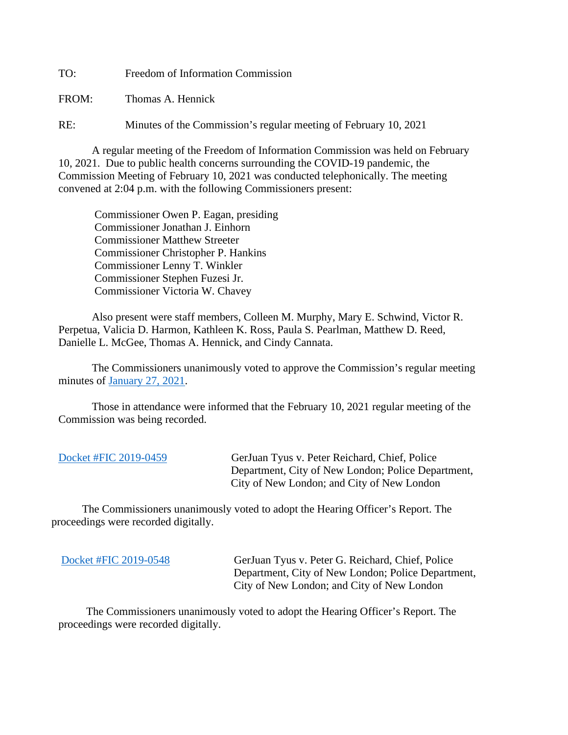TO: Freedom of Information Commission

FROM: Thomas A. Hennick

RE: Minutes of the Commission's regular meeting of February 10, 2021

A regular meeting of the Freedom of Information Commission was held on February 10, 2021. Due to public health concerns surrounding the COVID-19 pandemic, the Commission Meeting of February 10, 2021 was conducted telephonically. The meeting convened at 2:04 p.m. with the following Commissioners present:

Commissioner Owen P. Eagan, presiding
Commissioner Jonathan J. Einhorn
Commissioner Matthew Streeter
Commissioner Christopher P. Hankins
Commissioner Lenny T. Winkler
Commissioner Stephen Fuzesi Jr.
Commissioner Victoria W. Chavey

Also present were staff members, Colleen M. Murphy, Mary E. Schwind, Victor R. Perpetua, Valicia D. Harmon, Kathleen K. Ross, Paula S. Pearlman, Matthew D. Reed, Danielle L. McGee, Thomas A. Hennick, and Cindy Cannata.

The Commissioners unanimously voted to approve the Commission's regular meeting minutes of January 27, 2021.

Those in attendance were informed that the February 10, 2021 regular meeting of the Commission was being recorded.

Docket #FIC 2019-0459 GerJuan Tyus v. Peter Reichard, Chief, Police Department, City of New London; Police Department, City of New London; and City of New London

The Commissioners unanimously voted to adopt the Hearing Officer's Report. The proceedings were recorded digitally.

Docket #FIC 2019-0548 GerJuan Tyus v. Peter G. Reichard, Chief, Police Department, City of New London; Police Department, City of New London; and City of New London

The Commissioners unanimously voted to adopt the Hearing Officer's Report. The proceedings were recorded digitally.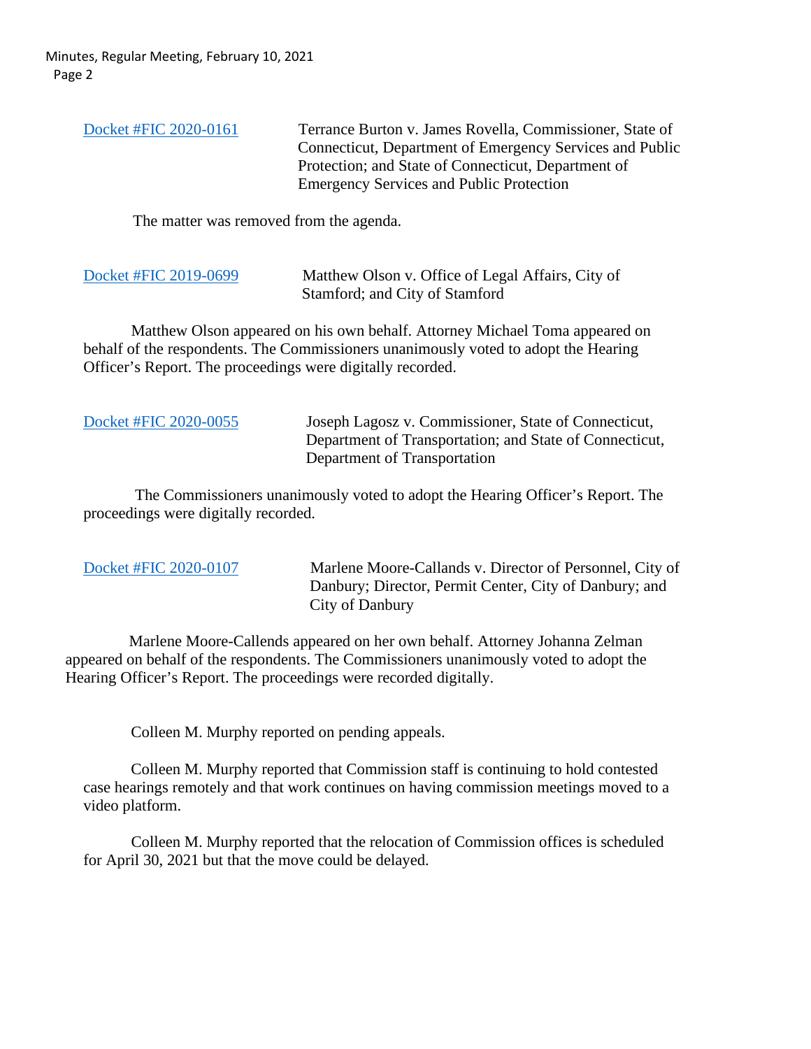Docket #FIC 2020-0161 Terrance Burton v. James Rovella, Commissioner, State of Connecticut, Department of Emergency Services and Public Protection; and State of Connecticut, Department of Emergency Services and Public Protection

The matter was removed from the agenda.

Docket #FIC 2019-0699 Matthew Olson v. Office of Legal Affairs, City of Stamford; and City of Stamford

Matthew Olson appeared on his own behalf. Attorney Michael Toma appeared on behalf of the respondents. The Commissioners unanimously voted to adopt the Hearing Officer's Report. The proceedings were digitally recorded.

Docket #FIC 2020-0055 Joseph Lagosz v. Commissioner, State of Connecticut, Department of Transportation; and State of Connecticut, Department of Transportation

The Commissioners unanimously voted to adopt the Hearing Officer's Report. The proceedings were digitally recorded.

Docket #FIC 2020-0107 Marlene Moore-Callands v. Director of Personnel, City of Danbury; Director, Permit Center, City of Danbury; and City of Danbury

Marlene Moore-Callends appeared on her own behalf. Attorney Johanna Zelman appeared on behalf of the respondents. The Commissioners unanimously voted to adopt the Hearing Officer's Report. The proceedings were recorded digitally.

Colleen M. Murphy reported on pending appeals.

Colleen M. Murphy reported that Commission staff is continuing to hold contested case hearings remotely and that work continues on having commission meetings moved to a video platform.

Colleen M. Murphy reported that the relocation of Commission offices is scheduled for April 30, 2021 but that the move could be delayed.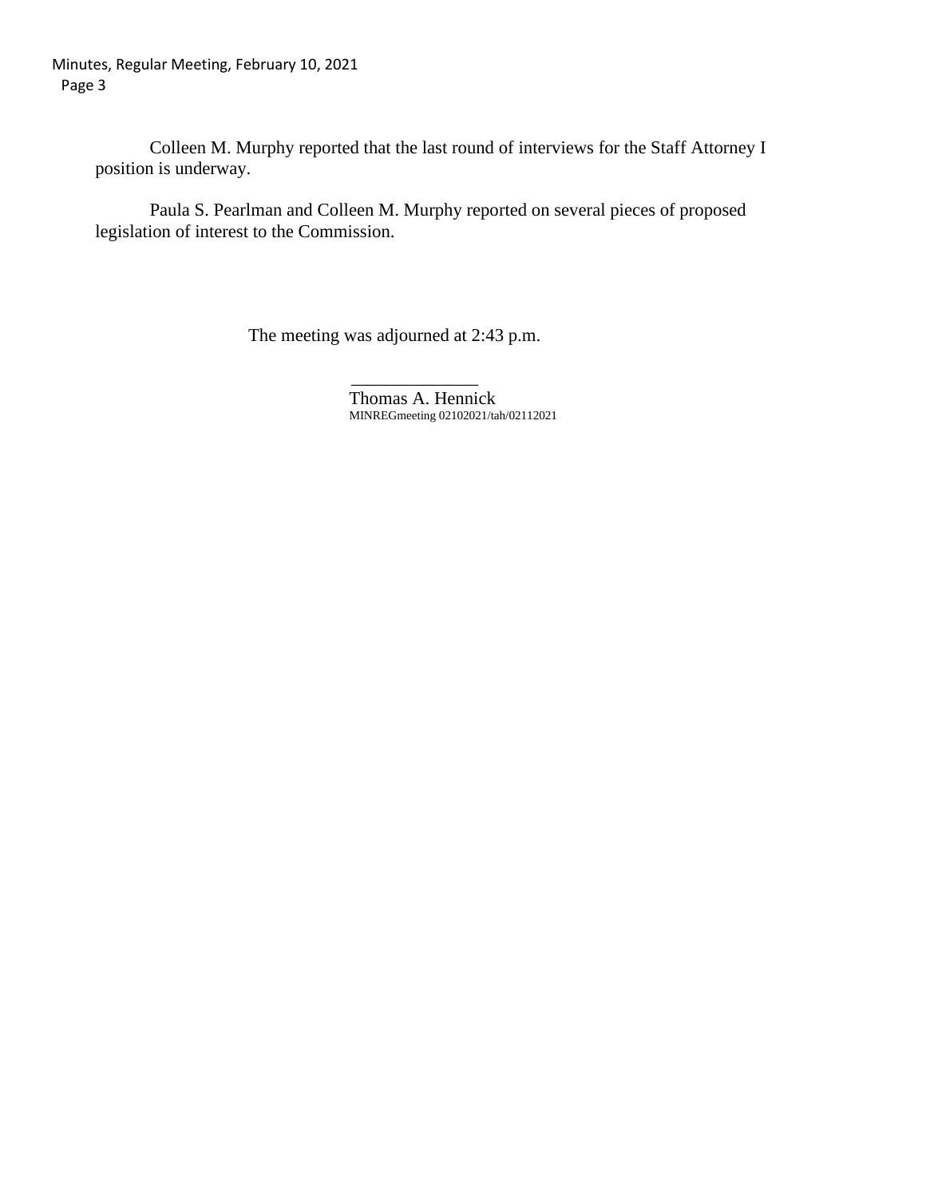Colleen M. Murphy reported that the last round of interviews for the Staff Attorney I position is underway.

Paula S. Pearlman and Colleen M. Murphy reported on several pieces of proposed legislation of interest to the Commission.

The meeting was adjourned at 2:43 p.m.

______________

Thomas A. Hennick

MINREGmeeting 02102021/tah/02112021